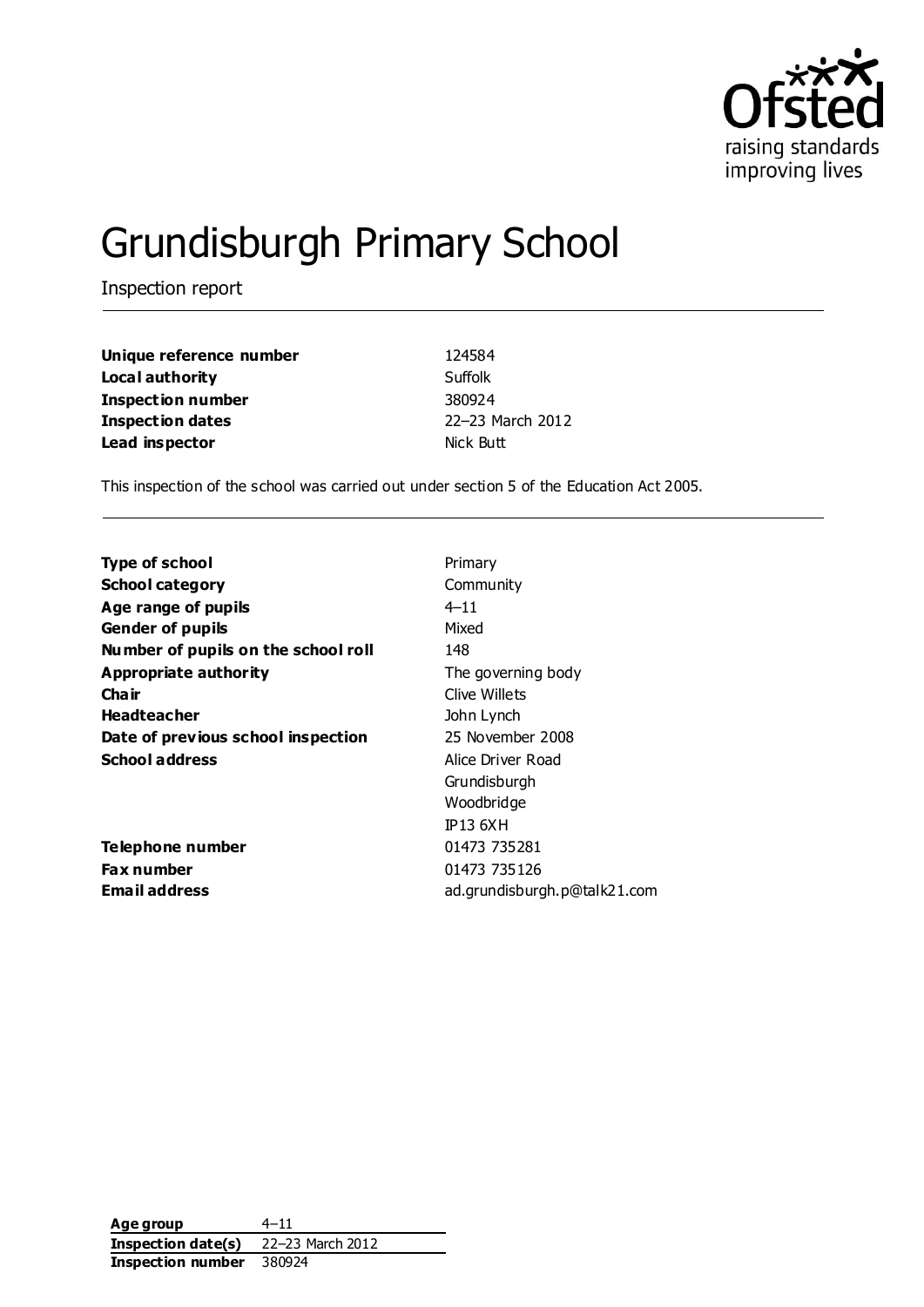# Grundisburgh Primary School

Inspection report

| | |
|---|---|
| **Unique reference number** | 124584 |
| **Local authority** | Suffolk |
| **Inspection number** | 380924 |
| **Inspection dates** | 22–23 March 2012 |
| **Lead inspector** | Nick Butt |

This inspection of the school was carried out under section 5 of the Education Act 2005.

| | |
|---|---|
| **Type of school** | Primary |
| **School category** | Community |
| **Age range of pupils** | 4–11 |
| **Gender of pupils** | Mixed |
| **Number of pupils on the school roll** | 148 |
| **Appropriate authority** | The governing body |
| **Chair** | Clive Willets |
| **Headteacher** | John Lynch |
| **Date of previous school inspection** | 25 November 2008 |
| **School address** | Alice Driver Road<br>Grundisburgh<br>Woodbridge<br>IP13 6XH |
| **Telephone number** | 01473 735281 |
| **Fax number** | 01473 735126 |
| **Email address** | ad.grundisburgh.p@talk21.com |

| | |
|---|---|
| **Age group** | 4–11 |
| **Inspection date(s)** | 22–23 March 2012 |
| **Inspection number** | 380924 |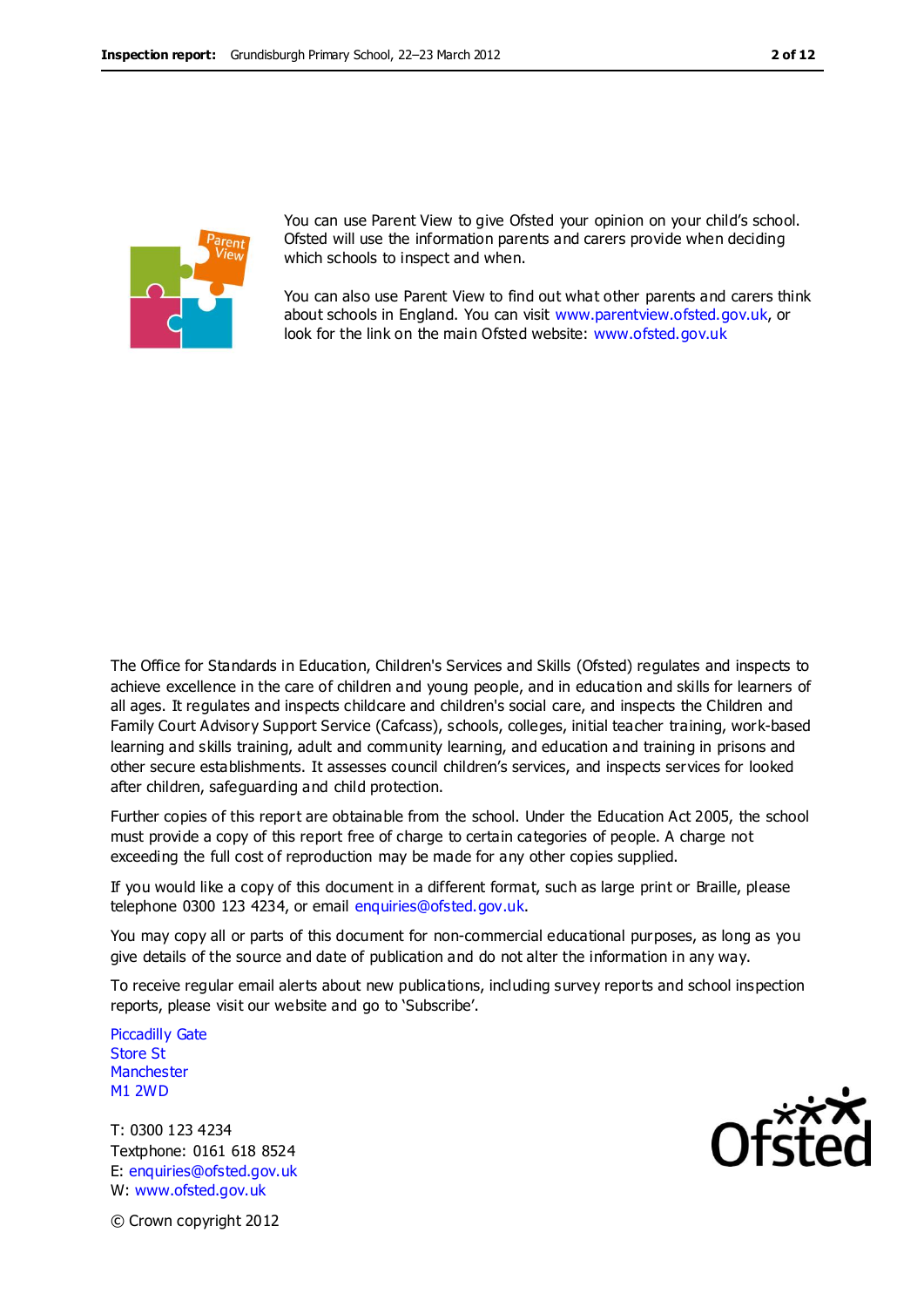You can use Parent View to give Ofsted your opinion on your child's school. Ofsted will use the information parents and carers provide when deciding which schools to inspect and when.

You can also use Parent View to find out what other parents and carers think about schools in England. You can visit www.parentview.ofsted.gov.uk, or look for the link on the main Ofsted website: www.ofsted.gov.uk

The Office for Standards in Education, Children's Services and Skills (Ofsted) regulates and inspects to achieve excellence in the care of children and young people, and in education and skills for learners of all ages. It regulates and inspects childcare and children's social care, and inspects the Children and Family Court Advisory Support Service (Cafcass), schools, colleges, initial teacher training, work-based learning and skills training, adult and community learning, and education and training in prisons and other secure establishments. It assesses council children's services, and inspects services for looked after children, safeguarding and child protection.

Further copies of this report are obtainable from the school. Under the Education Act 2005, the school must provide a copy of this report free of charge to certain categories of people. A charge not exceeding the full cost of reproduction may be made for any other copies supplied.

If you would like a copy of this document in a different format, such as large print or Braille, please telephone 0300 123 4234, or email enquiries@ofsted.gov.uk.

You may copy all or parts of this document for non-commercial educational purposes, as long as you give details of the source and date of publication and do not alter the information in any way.

To receive regular email alerts about new publications, including survey reports and school inspection reports, please visit our website and go to 'Subscribe'.

Piccadilly Gate
Store St
Manchester
M1 2WD

T: 0300 123 4234
Textphone: 0161 618 8524
E: enquiries@ofsted.gov.uk
W: www.ofsted.gov.uk

© Crown copyright 2012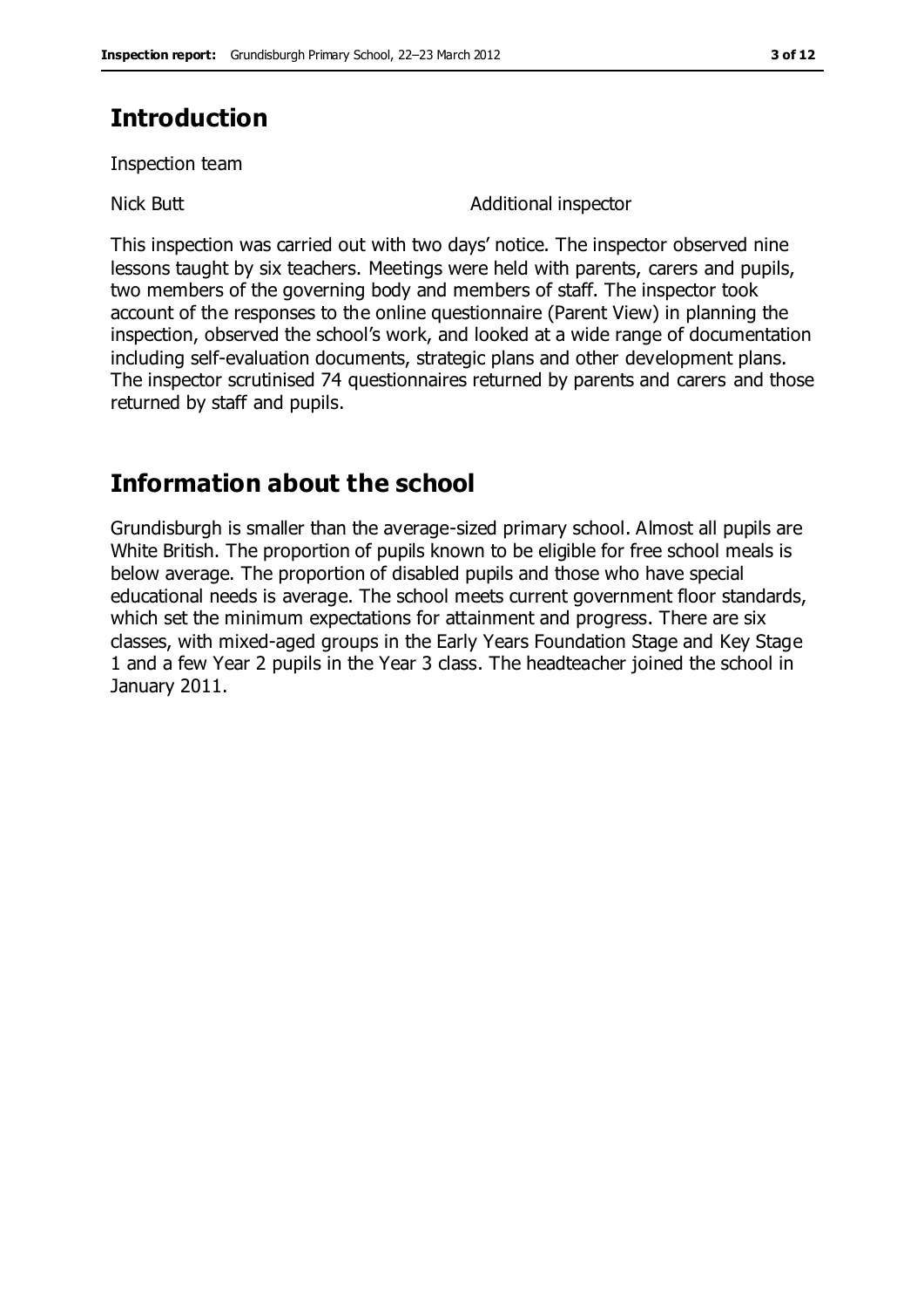# Introduction

Inspection team

Nick Butt Additional inspector

This inspection was carried out with two days' notice. The inspector observed nine lessons taught by six teachers. Meetings were held with parents, carers and pupils, two members of the governing body and members of staff. The inspector took account of the responses to the online questionnaire (Parent View) in planning the inspection, observed the school's work, and looked at a wide range of documentation including self-evaluation documents, strategic plans and other development plans. The inspector scrutinised 74 questionnaires returned by parents and carers and those returned by staff and pupils.

# Information about the school

Grundisburgh is smaller than the average-sized primary school. Almost all pupils are White British. The proportion of pupils known to be eligible for free school meals is below average. The proportion of disabled pupils and those who have special educational needs is average. The school meets current government floor standards, which set the minimum expectations for attainment and progress. There are six classes, with mixed-aged groups in the Early Years Foundation Stage and Key Stage 1 and a few Year 2 pupils in the Year 3 class. The headteacher joined the school in January 2011.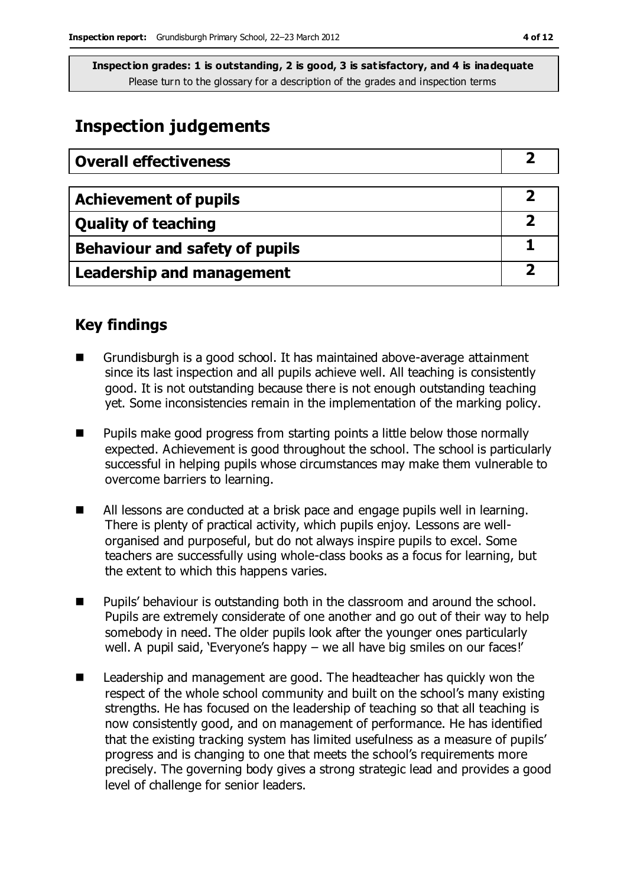**Inspection grades: 1 is outstanding, 2 is good, 3 is satisfactory, and 4 is inadequate**
Please turn to the glossary for a description of the grades and inspection terms

# Inspection judgements

| | |
|---|---|
| **Overall effectiveness** | **2** |

| | |
|---|---|
| **Achievement of pupils** | **2** |
| **Quality of teaching** | **2** |
| **Behaviour and safety of pupils** | **1** |
| **Leadership and management** | **2** |

## Key findings

- Grundisburgh is a good school. It has maintained above-average attainment since its last inspection and all pupils achieve well. All teaching is consistently good. It is not outstanding because there is not enough outstanding teaching yet. Some inconsistencies remain in the implementation of the marking policy.
- Pupils make good progress from starting points a little below those normally expected. Achievement is good throughout the school. The school is particularly successful in helping pupils whose circumstances may make them vulnerable to overcome barriers to learning.
- All lessons are conducted at a brisk pace and engage pupils well in learning. There is plenty of practical activity, which pupils enjoy. Lessons are well-organised and purposeful, but do not always inspire pupils to excel. Some teachers are successfully using whole-class books as a focus for learning, but the extent to which this happens varies.
- Pupils' behaviour is outstanding both in the classroom and around the school. Pupils are extremely considerate of one another and go out of their way to help somebody in need. The older pupils look after the younger ones particularly well. A pupil said, 'Everyone's happy – we all have big smiles on our faces!'
- Leadership and management are good. The headteacher has quickly won the respect of the whole school community and built on the school's many existing strengths. He has focused on the leadership of teaching so that all teaching is now consistently good, and on management of performance. He has identified that the existing tracking system has limited usefulness as a measure of pupils' progress and is changing to one that meets the school's requirements more precisely. The governing body gives a strong strategic lead and provides a good level of challenge for senior leaders.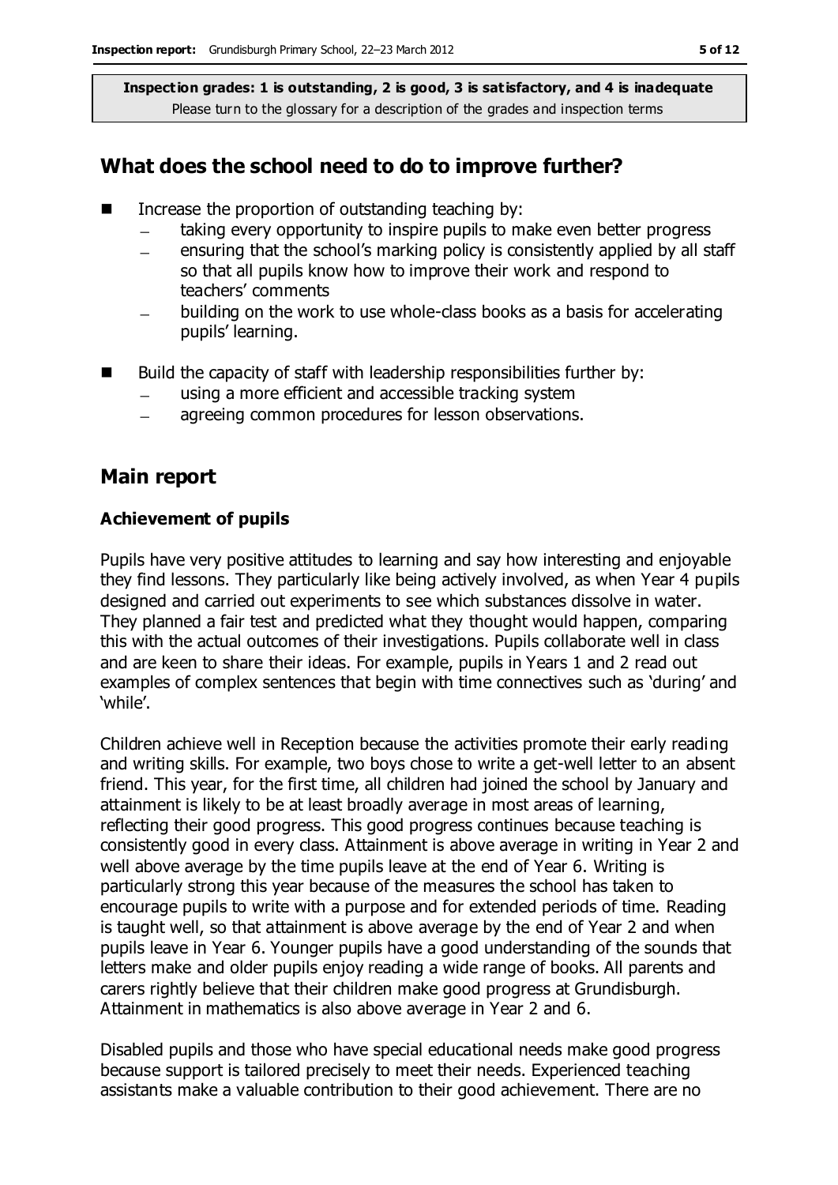**Inspection grades: 1 is outstanding, 2 is good, 3 is satisfactory, and 4 is inadequate**
Please turn to the glossary for a description of the grades and inspection terms

## What does the school need to do to improve further?

- Increase the proportion of outstanding teaching by:
  - taking every opportunity to inspire pupils to make even better progress
  - ensuring that the school's marking policy is consistently applied by all staff so that all pupils know how to improve their work and respond to teachers' comments
  - building on the work to use whole-class books as a basis for accelerating pupils' learning.
- Build the capacity of staff with leadership responsibilities further by:
  - using a more efficient and accessible tracking system
  - agreeing common procedures for lesson observations.

## Main report

### Achievement of pupils

Pupils have very positive attitudes to learning and say how interesting and enjoyable they find lessons. They particularly like being actively involved, as when Year 4 pupils designed and carried out experiments to see which substances dissolve in water. They planned a fair test and predicted what they thought would happen, comparing this with the actual outcomes of their investigations. Pupils collaborate well in class and are keen to share their ideas. For example, pupils in Years 1 and 2 read out examples of complex sentences that begin with time connectives such as 'during' and 'while'.

Children achieve well in Reception because the activities promote their early reading and writing skills. For example, two boys chose to write a get-well letter to an absent friend. This year, for the first time, all children had joined the school by January and attainment is likely to be at least broadly average in most areas of learning, reflecting their good progress. This good progress continues because teaching is consistently good in every class. Attainment is above average in writing in Year 2 and well above average by the time pupils leave at the end of Year 6. Writing is particularly strong this year because of the measures the school has taken to encourage pupils to write with a purpose and for extended periods of time. Reading is taught well, so that attainment is above average by the end of Year 2 and when pupils leave in Year 6. Younger pupils have a good understanding of the sounds that letters make and older pupils enjoy reading a wide range of books. All parents and carers rightly believe that their children make good progress at Grundisburgh. Attainment in mathematics is also above average in Year 2 and 6.

Disabled pupils and those who have special educational needs make good progress because support is tailored precisely to meet their needs. Experienced teaching assistants make a valuable contribution to their good achievement. There are no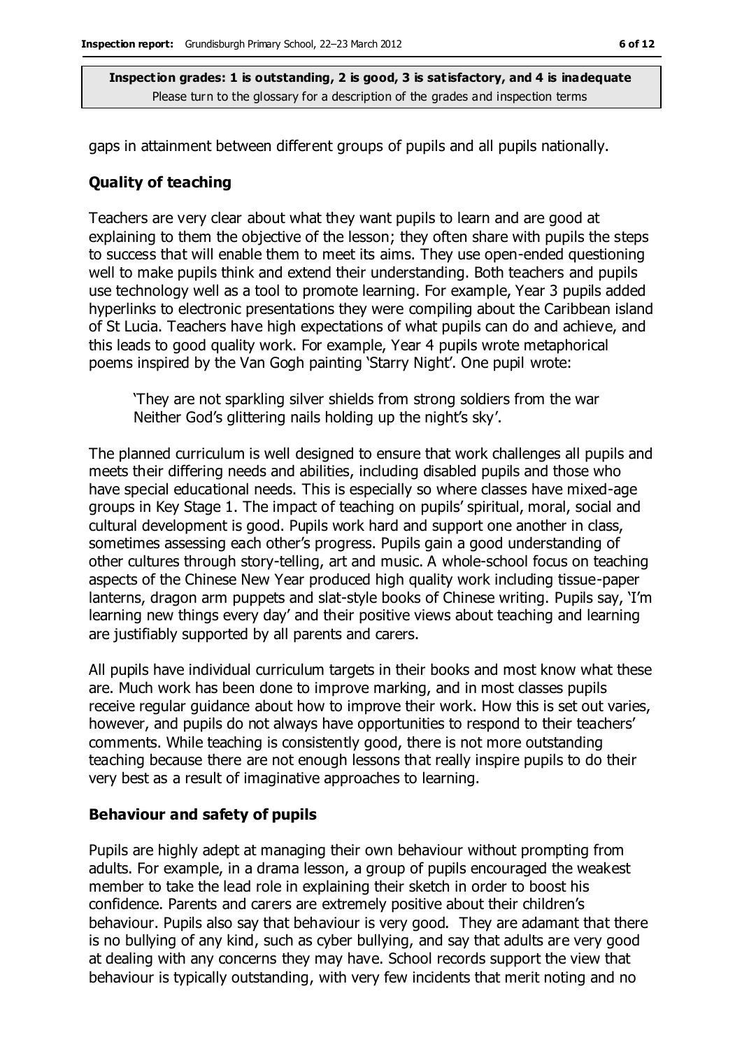gaps in attainment between different groups of pupils and all pupils nationally.

## Quality of teaching

Teachers are very clear about what they want pupils to learn and are good at explaining to them the objective of the lesson; they often share with pupils the steps to success that will enable them to meet its aims. They use open-ended questioning well to make pupils think and extend their understanding. Both teachers and pupils use technology well as a tool to promote learning. For example, Year 3 pupils added hyperlinks to electronic presentations they were compiling about the Caribbean island of St Lucia. Teachers have high expectations of what pupils can do and achieve, and this leads to good quality work. For example, Year 4 pupils wrote metaphorical poems inspired by the Van Gogh painting 'Starry Night'. One pupil wrote:

> 'They are not sparkling silver shields from strong soldiers from the war
> Neither God's glittering nails holding up the night's sky'.

The planned curriculum is well designed to ensure that work challenges all pupils and meets their differing needs and abilities, including disabled pupils and those who have special educational needs. This is especially so where classes have mixed-age groups in Key Stage 1. The impact of teaching on pupils' spiritual, moral, social and cultural development is good. Pupils work hard and support one another in class, sometimes assessing each other's progress. Pupils gain a good understanding of other cultures through story-telling, art and music. A whole-school focus on teaching aspects of the Chinese New Year produced high quality work including tissue-paper lanterns, dragon arm puppets and slat-style books of Chinese writing. Pupils say, 'I'm learning new things every day' and their positive views about teaching and learning are justifiably supported by all parents and carers.

All pupils have individual curriculum targets in their books and most know what these are. Much work has been done to improve marking, and in most classes pupils receive regular guidance about how to improve their work. How this is set out varies, however, and pupils do not always have opportunities to respond to their teachers' comments. While teaching is consistently good, there is not more outstanding teaching because there are not enough lessons that really inspire pupils to do their very best as a result of imaginative approaches to learning.

## Behaviour and safety of pupils

Pupils are highly adept at managing their own behaviour without prompting from adults. For example, in a drama lesson, a group of pupils encouraged the weakest member to take the lead role in explaining their sketch in order to boost his confidence. Parents and carers are extremely positive about their children's behaviour. Pupils also say that behaviour is very good. They are adamant that there is no bullying of any kind, such as cyber bullying, and say that adults are very good at dealing with any concerns they may have. School records support the view that behaviour is typically outstanding, with very few incidents that merit noting and no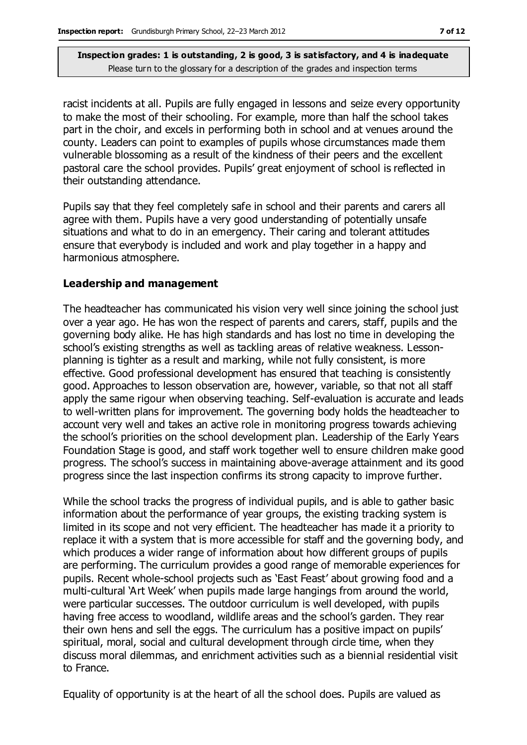racist incidents at all. Pupils are fully engaged in lessons and seize every opportunity to make the most of their schooling. For example, more than half the school takes part in the choir, and excels in performing both in school and at venues around the county. Leaders can point to examples of pupils whose circumstances made them vulnerable blossoming as a result of the kindness of their peers and the excellent pastoral care the school provides. Pupils' great enjoyment of school is reflected in their outstanding attendance.

Pupils say that they feel completely safe in school and their parents and carers all agree with them. Pupils have a very good understanding of potentially unsafe situations and what to do in an emergency. Their caring and tolerant attitudes ensure that everybody is included and work and play together in a happy and harmonious atmosphere.

### Leadership and management

The headteacher has communicated his vision very well since joining the school just over a year ago. He has won the respect of parents and carers, staff, pupils and the governing body alike. He has high standards and has lost no time in developing the school's existing strengths as well as tackling areas of relative weakness. Lesson-planning is tighter as a result and marking, while not fully consistent, is more effective. Good professional development has ensured that teaching is consistently good. Approaches to lesson observation are, however, variable, so that not all staff apply the same rigour when observing teaching. Self-evaluation is accurate and leads to well-written plans for improvement. The governing body holds the headteacher to account very well and takes an active role in monitoring progress towards achieving the school's priorities on the school development plan. Leadership of the Early Years Foundation Stage is good, and staff work together well to ensure children make good progress. The school's success in maintaining above-average attainment and its good progress since the last inspection confirms its strong capacity to improve further.

While the school tracks the progress of individual pupils, and is able to gather basic information about the performance of year groups, the existing tracking system is limited in its scope and not very efficient. The headteacher has made it a priority to replace it with a system that is more accessible for staff and the governing body, and which produces a wider range of information about how different groups of pupils are performing. The curriculum provides a good range of memorable experiences for pupils. Recent whole-school projects such as 'East Feast' about growing food and a multi-cultural 'Art Week' when pupils made large hangings from around the world, were particular successes. The outdoor curriculum is well developed, with pupils having free access to woodland, wildlife areas and the school's garden. They rear their own hens and sell the eggs. The curriculum has a positive impact on pupils' spiritual, moral, social and cultural development through circle time, when they discuss moral dilemmas, and enrichment activities such as a biennial residential visit to France.

Equality of opportunity is at the heart of all the school does. Pupils are valued as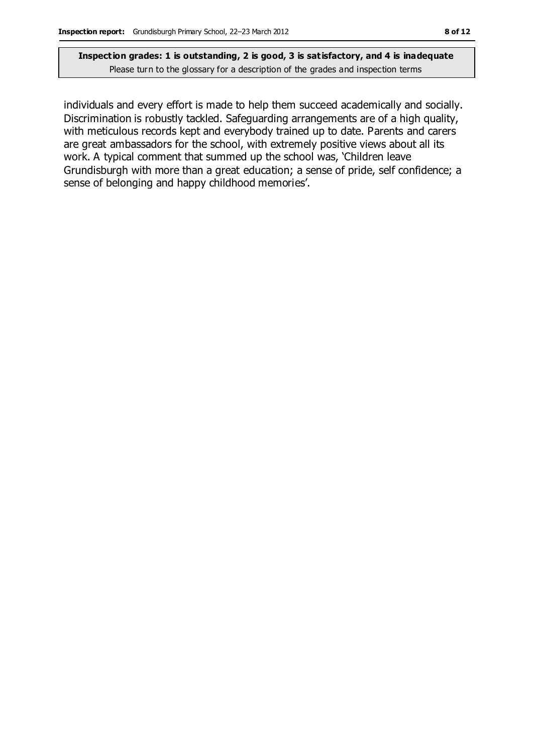individuals and every effort is made to help them succeed academically and socially. Discrimination is robustly tackled. Safeguarding arrangements are of a high quality, with meticulous records kept and everybody trained up to date. Parents and carers are great ambassadors for the school, with extremely positive views about all its work. A typical comment that summed up the school was, 'Children leave Grundisburgh with more than a great education; a sense of pride, self confidence; a sense of belonging and happy childhood memories'.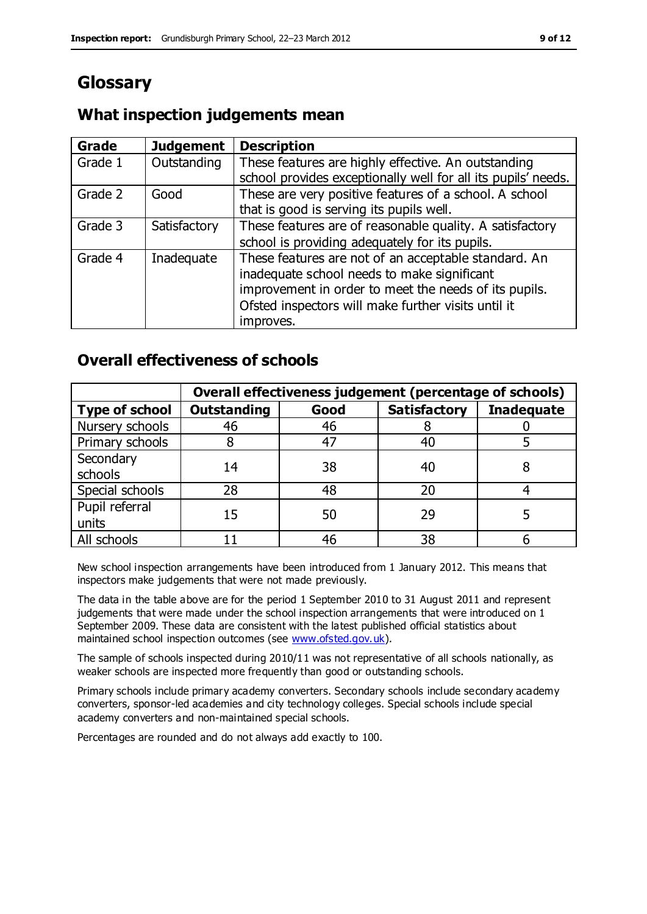# Glossary

## What inspection judgements mean

| Grade | Judgement | Description |
| --- | --- | --- |
| Grade 1 | Outstanding | These features are highly effective. An outstanding school provides exceptionally well for all its pupils' needs. |
| Grade 2 | Good | These are very positive features of a school. A school that is good is serving its pupils well. |
| Grade 3 | Satisfactory | These features are of reasonable quality. A satisfactory school is providing adequately for its pupils. |
| Grade 4 | Inadequate | These features are not of an acceptable standard. An inadequate school needs to make significant improvement in order to meet the needs of its pupils. Ofsted inspectors will make further visits until it improves. |

## Overall effectiveness of schools

| | Overall effectiveness judgement (percentage of schools) | | | |
| --- | --- | --- | --- | --- |
| **Type of school** | **Outstanding** | **Good** | **Satisfactory** | **Inadequate** |
| Nursery schools | 46 | 46 | 8 | 0 |
| Primary schools | 8 | 47 | 40 | 5 |
| Secondary schools | 14 | 38 | 40 | 8 |
| Special schools | 28 | 48 | 20 | 4 |
| Pupil referral units | 15 | 50 | 29 | 5 |
| All schools | 11 | 46 | 38 | 6 |

New school inspection arrangements have been introduced from 1 January 2012. This means that inspectors make judgements that were not made previously.

The data in the table above are for the period 1 September 2010 to 31 August 2011 and represent judgements that were made under the school inspection arrangements that were introduced on 1 September 2009. These data are consistent with the latest published official statistics about maintained school inspection outcomes (see www.ofsted.gov.uk).

The sample of schools inspected during 2010/11 was not representative of all schools nationally, as weaker schools are inspected more frequently than good or outstanding schools.

Primary schools include primary academy converters. Secondary schools include secondary academy converters, sponsor-led academies and city technology colleges. Special schools include special academy converters and non-maintained special schools.

Percentages are rounded and do not always add exactly to 100.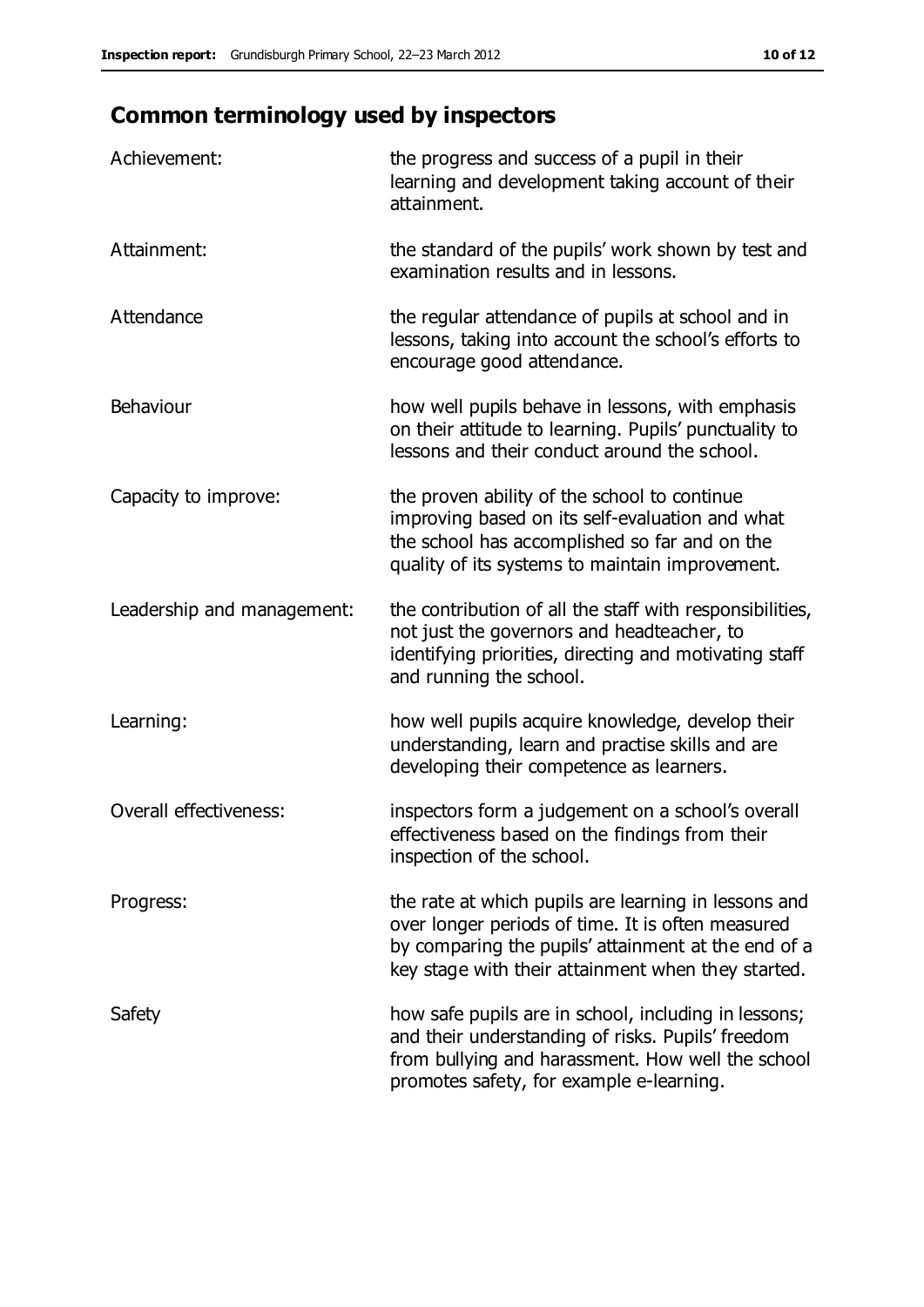## Common terminology used by inspectors

| | |
|---|---|
| Achievement: | the progress and success of a pupil in their learning and development taking account of their attainment. |
| Attainment: | the standard of the pupils' work shown by test and examination results and in lessons. |
| Attendance | the regular attendance of pupils at school and in lessons, taking into account the school's efforts to encourage good attendance. |
| Behaviour | how well pupils behave in lessons, with emphasis on their attitude to learning. Pupils' punctuality to lessons and their conduct around the school. |
| Capacity to improve: | the proven ability of the school to continue improving based on its self-evaluation and what the school has accomplished so far and on the quality of its systems to maintain improvement. |
| Leadership and management: | the contribution of all the staff with responsibilities, not just the governors and headteacher, to identifying priorities, directing and motivating staff and running the school. |
| Learning: | how well pupils acquire knowledge, develop their understanding, learn and practise skills and are developing their competence as learners. |
| Overall effectiveness: | inspectors form a judgement on a school's overall effectiveness based on the findings from their inspection of the school. |
| Progress: | the rate at which pupils are learning in lessons and over longer periods of time. It is often measured by comparing the pupils' attainment at the end of a key stage with their attainment when they started. |
| Safety | how safe pupils are in school, including in lessons; and their understanding of risks. Pupils' freedom from bullying and harassment. How well the school promotes safety, for example e-learning. |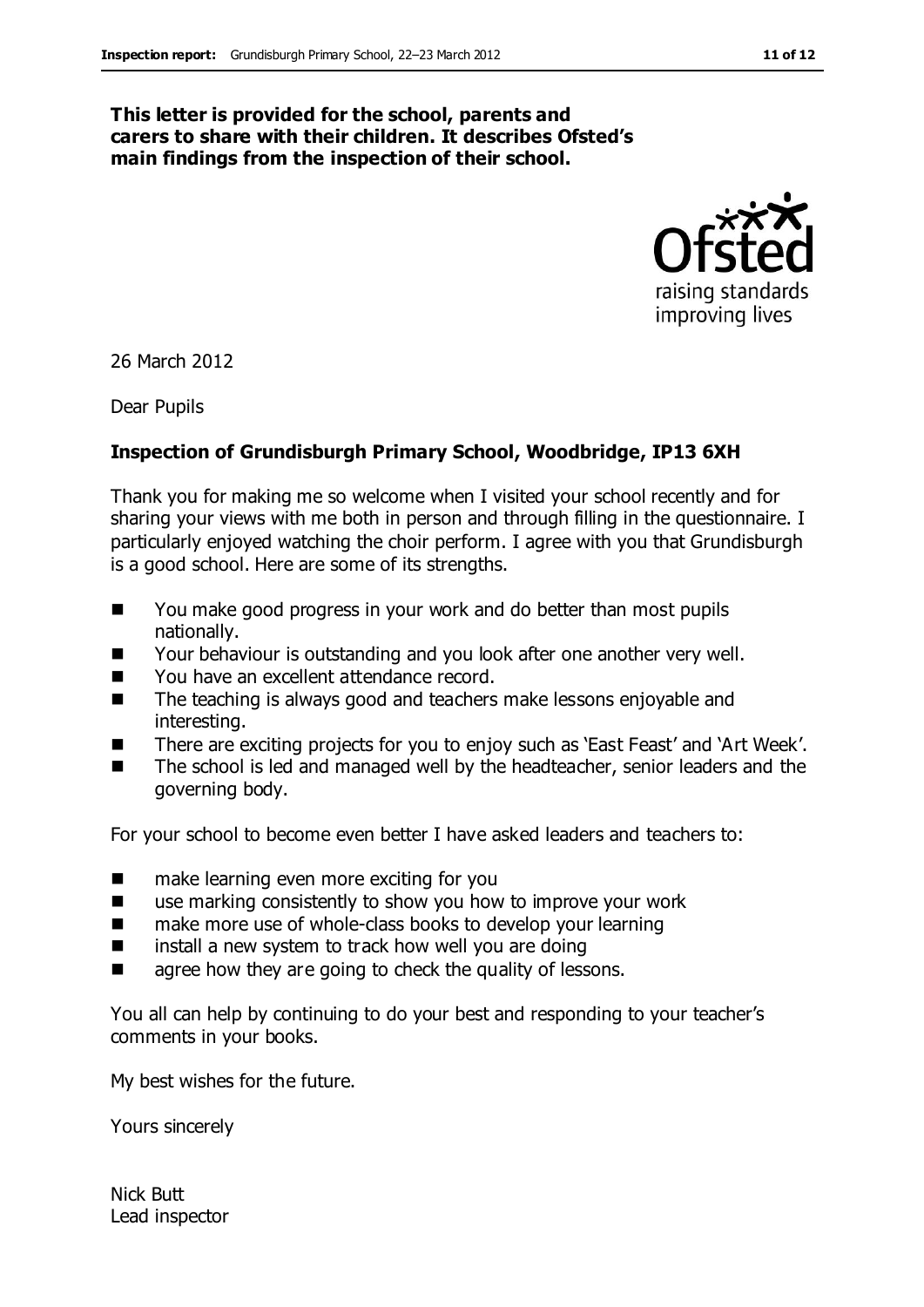**This letter is provided for the school, parents and carers to share with their children. It describes Ofsted's main findings from the inspection of their school.**

26 March 2012

Dear Pupils

**Inspection of Grundisburgh Primary School, Woodbridge, IP13 6XH**

Thank you for making me so welcome when I visited your school recently and for sharing your views with me both in person and through filling in the questionnaire. I particularly enjoyed watching the choir perform. I agree with you that Grundisburgh is a good school. Here are some of its strengths.

- You make good progress in your work and do better than most pupils nationally.
- Your behaviour is outstanding and you look after one another very well.
- You have an excellent attendance record.
- The teaching is always good and teachers make lessons enjoyable and interesting.
- There are exciting projects for you to enjoy such as 'East Feast' and 'Art Week'.
- The school is led and managed well by the headteacher, senior leaders and the governing body.

For your school to become even better I have asked leaders and teachers to:

- make learning even more exciting for you
- use marking consistently to show you how to improve your work
- make more use of whole-class books to develop your learning
- install a new system to track how well you are doing
- agree how they are going to check the quality of lessons.

You all can help by continuing to do your best and responding to your teacher's comments in your books.

My best wishes for the future.

Yours sincerely

Nick Butt
Lead inspector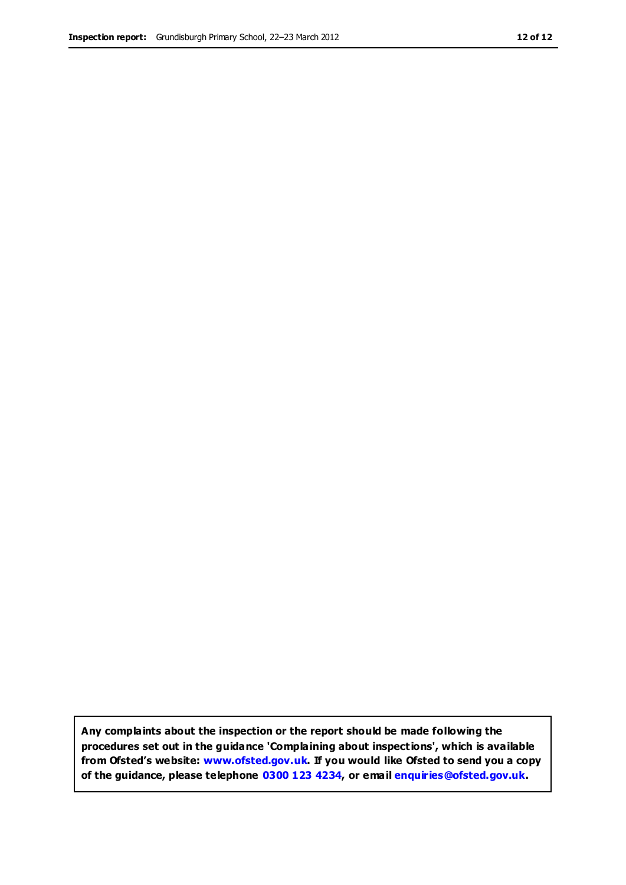**Any complaints about the inspection or the report should be made following the procedures set out in the guidance 'Complaining about inspections', which is available from Ofsted's website: www.ofsted.gov.uk. If you would like Ofsted to send you a copy of the guidance, please telephone 0300 123 4234, or email enquiries@ofsted.gov.uk.**